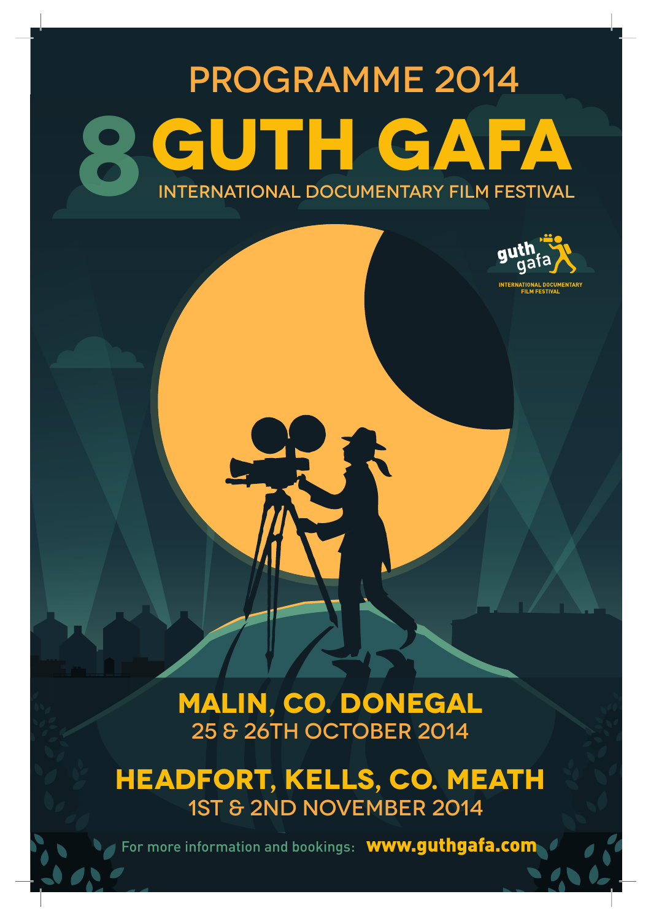# PROGRAMME 2014

# 8 GUTH GAFA

## INTERNATIONAL DOCUMENTARY FILM FESTIVAL

guth gafa
INTERNATIONAL DOCUMENTARY FILM FESTIVAL

## MALIN, CO. DONEGAL
25 & 26TH OCTOBER 2014

## HEADFORT, KELLS, CO. MEATH
1ST & 2ND NOVEMBER 2014

For more information and bookings: **www.guthgafa.com**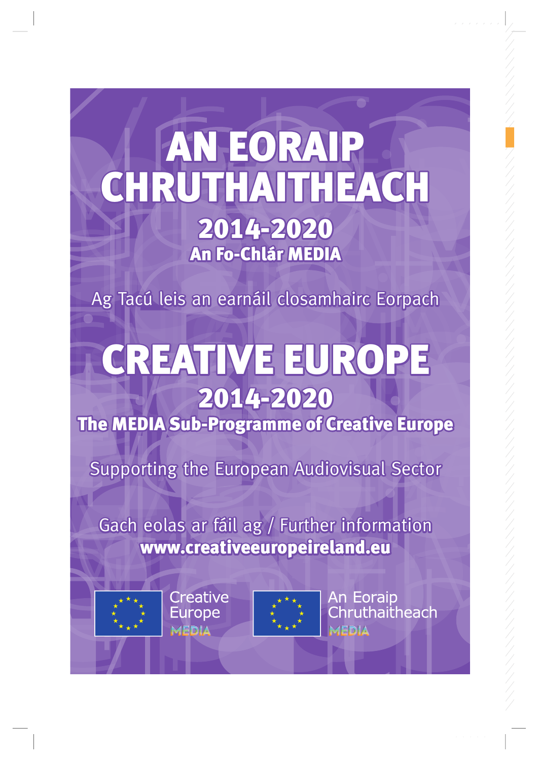# AN EORAIP CHRUTHAITHEACH

## 2014-2020

### An Fo-Chlár MEDIA

Ag Tacú leis an earnáil closamhairc Eorpach

# CREATIVE EUROPE

## 2014-2020

### The MEDIA Sub-Programme of Creative Europe

Supporting the European Audiovisual Sector

Gach eolas ar fáil ag / Further information

**www.creativeeuropeireland.eu**

Creative Europe MEDIA

An Eoraip Chruthaitheach MEDIA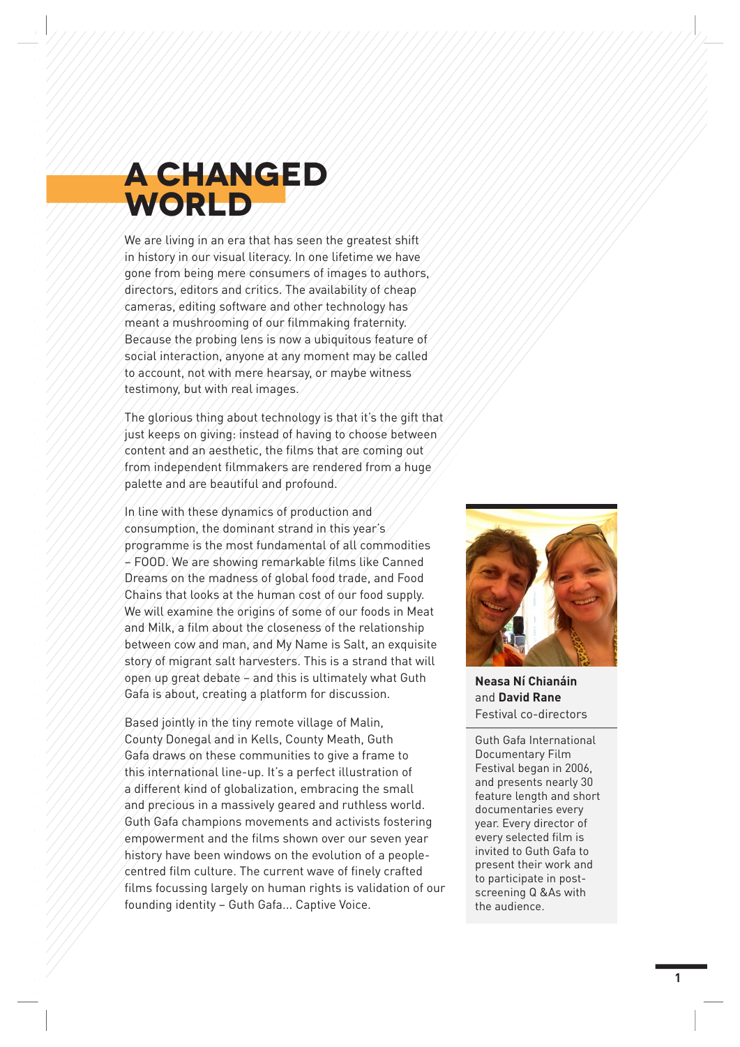# A CHANGED WORLD

We are living in an era that has seen the greatest shift in history in our visual literacy. In one lifetime we have gone from being mere consumers of images to authors, directors, editors and critics. The availability of cheap cameras, editing software and other technology has meant a mushrooming of our filmmaking fraternity. Because the probing lens is now a ubiquitous feature of social interaction, anyone at any moment may be called to account, not with mere hearsay, or maybe witness testimony, but with real images.

The glorious thing about technology is that it's the gift that just keeps on giving: instead of having to choose between content and an aesthetic, the films that are coming out from independent filmmakers are rendered from a huge palette and are beautiful and profound.

In line with these dynamics of production and consumption, the dominant strand in this year's programme is the most fundamental of all commodities – FOOD. We are showing remarkable films like Canned Dreams on the madness of global food trade, and Food Chains that looks at the human cost of our food supply. We will examine the origins of some of our foods in Meat and Milk, a film about the closeness of the relationship between cow and man, and My Name is Salt, an exquisite story of migrant salt harvesters. This is a strand that will open up great debate – and this is ultimately what Guth Gafa is about, creating a platform for discussion.

Based jointly in the tiny remote village of Malin, County Donegal and in Kells, County Meath, Guth Gafa draws on these communities to give a frame to this international line-up. It's a perfect illustration of a different kind of globalization, embracing the small and precious in a massively geared and ruthless world. Guth Gafa champions movements and activists fostering empowerment and the films shown over our seven year history have been windows on the evolution of a people-centred film culture. The current wave of finely crafted films focussing largely on human rights is validation of our founding identity – Guth Gafa... Captive Voice.

**Neasa Ní Chianáin** and **David Rane**
Festival co-directors

Guth Gafa International Documentary Film Festival began in 2006, and presents nearly 30 feature length and short documentaries every year. Every director of every selected film is invited to Guth Gafa to present their work and to participate in post-screening Q &As with the audience.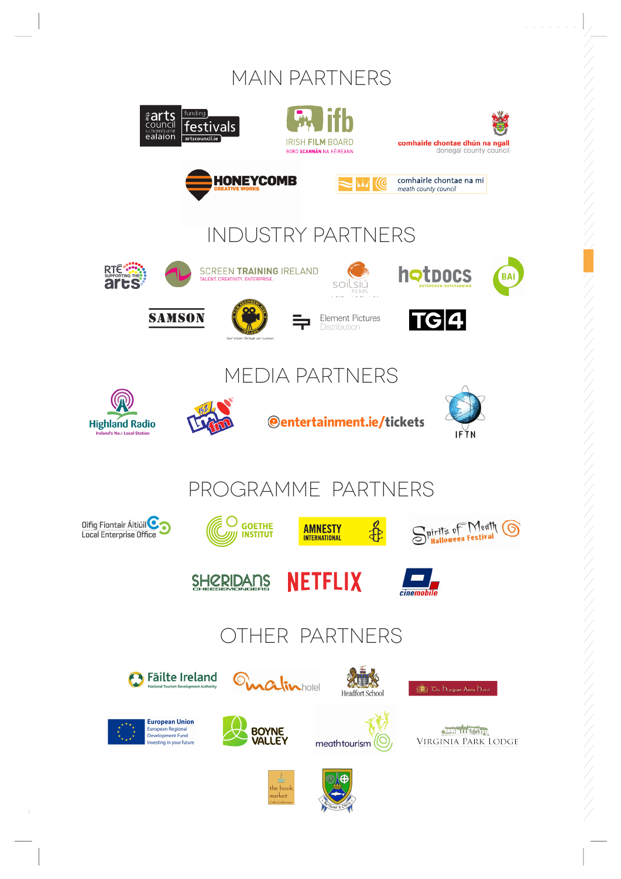# MAIN PARTNERS

the arts council / an chomhairle ealaíon — funding festivals — artscouncil.ie

ifb IRISH FILM BOARD — BORD SCANNÁN NA hÉIREANN

comhairle chontae dhún na ngall — donegal county council

HONEYCOMB CREATIVE WORKS

comhairle chontae na mí — meath county council

# INDUSTRY PARTNERS

RTÉ SUPPORTING THE arts

SCREEN TRAINING IRELAND — TALENT. CREATIVITY. ENTERPRISE.

soilsiú FILMS

hotDOCS — OUTSPOKEN. OUTSTANDING

BAI

SAMSON

Element Pictures Distribution

TG4

# MEDIA PARTNERS

Highland Radio — Ireland's No.1 Local Station

lmfm

entertainment.ie/tickets

IFTN

# PROGRAMME PARTNERS

Oifig Fiontair Áitiúil — Local Enterprise Office

GOETHE INSTITUT

AMNESTY INTERNATIONAL

Spirits of Meath Halloween Festival

SHERIDANS CHEESEMONGERS

NETFLIX

cinemobile

# OTHER PARTNERS

Fáilte Ireland — National Tourism Development Authority

malin hotel

Headfort School

The Headfort Arms Hotel

European Union — European Regional Development Fund — Investing in your future

BOYNE VALLEY

meathtourism

VIRGINIA PARK LODGE

the book market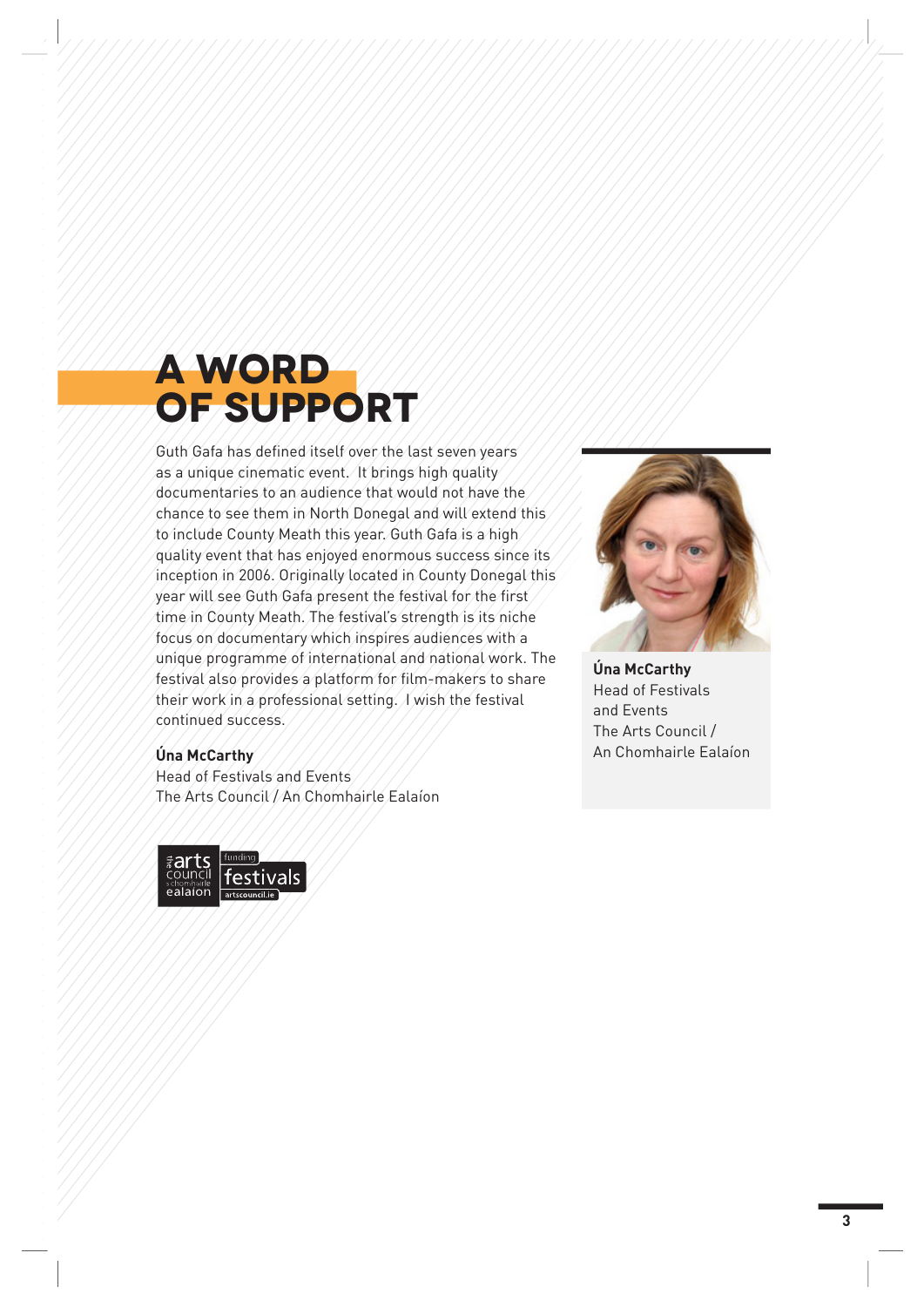# A WORD OF SUPPORT

Guth Gafa has defined itself over the last seven years as a unique cinematic event. It brings high quality documentaries to an audience that would not have the chance to see them in North Donegal and will extend this to include County Meath this year. Guth Gafa is a high quality event that has enjoyed enormous success since its inception in 2006. Originally located in County Donegal this year will see Guth Gafa present the festival for the first time in County Meath. The festival's strength is its niche focus on documentary which inspires audiences with a unique programme of international and national work. The festival also provides a platform for film-makers to share their work in a professional setting. I wish the festival continued success.

**Úna McCarthy**
Head of Festivals and Events
The Arts Council / An Chomhairle Ealaíon

**Úna McCarthy**
Head of Festivals
and Events
The Arts Council /
An Chomhairle Ealaíon

the arts council
an chomhairle ealaíon
funding
festivals
artscouncil.ie